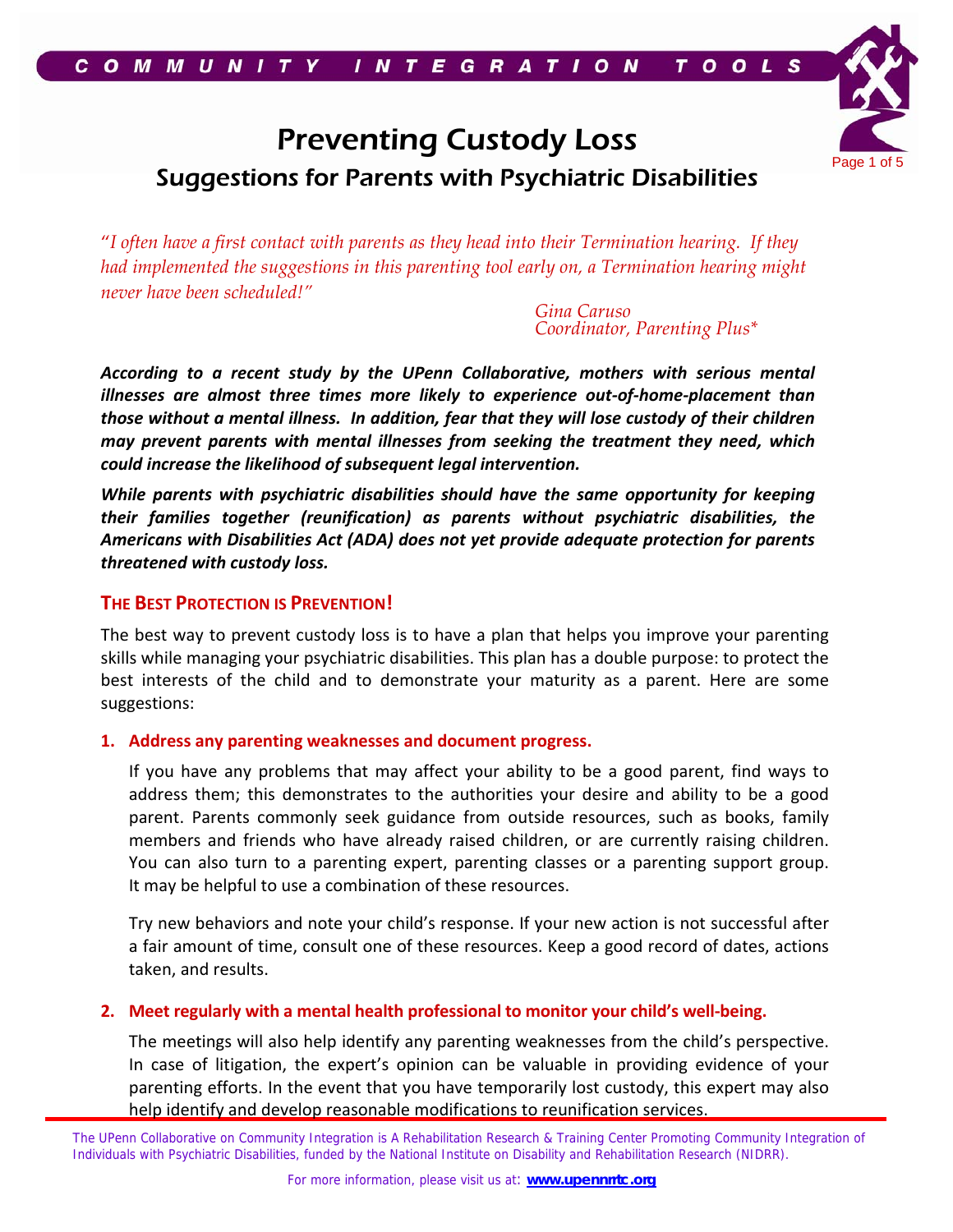COMMUNITY INTEGRATION TOOLS

# Preventing Custody Loss

## Suggestions for Parents with Psychiatric Disabilities

*"I often have a first contact with parents as they head into their Termination hearing. If they had implemented the suggestions in this parenting tool early on, a Termination hearing might never have been scheduled!"*

*Gina Caruso*
*Coordinator, Parenting Plus\**

***According to a recent study by the UPenn Collaborative, mothers with serious mental illnesses are almost three times more likely to experience out-of-home-placement than those without a mental illness. In addition, fear that they will lose custody of their children may prevent parents with mental illnesses from seeking the treatment they need, which could increase the likelihood of subsequent legal intervention.***

***While parents with psychiatric disabilities should have the same opportunity for keeping their families together (reunification) as parents without psychiatric disabilities, the Americans with Disabilities Act (ADA) does not yet provide adequate protection for parents threatened with custody loss.***

### THE BEST PROTECTION IS PREVENTION!

The best way to prevent custody loss is to have a plan that helps you improve your parenting skills while managing your psychiatric disabilities. This plan has a double purpose: to protect the best interests of the child and to demonstrate your maturity as a parent. Here are some suggestions:

1. **Address any parenting weaknesses and document progress.**

   If you have any problems that may affect your ability to be a good parent, find ways to address them; this demonstrates to the authorities your desire and ability to be a good parent. Parents commonly seek guidance from outside resources, such as books, family members and friends who have already raised children, or are currently raising children. You can also turn to a parenting expert, parenting classes or a parenting support group. It may be helpful to use a combination of these resources.

   Try new behaviors and note your child's response. If your new action is not successful after a fair amount of time, consult one of these resources. Keep a good record of dates, actions taken, and results.

2. **Meet regularly with a mental health professional to monitor your child's well-being.**

   The meetings will also help identify any parenting weaknesses from the child's perspective. In case of litigation, the expert's opinion can be valuable in providing evidence of your parenting efforts. In the event that you have temporarily lost custody, this expert may also help identify and develop reasonable modifications to reunification services.

The UPenn Collaborative on Community Integration is A Rehabilitation Research & Training Center Promoting Community Integration of Individuals with Psychiatric Disabilities, funded by the National Institute on Disability and Rehabilitation Research (NIDRR).

For more information, please visit us at: **www.upennrrtc.org**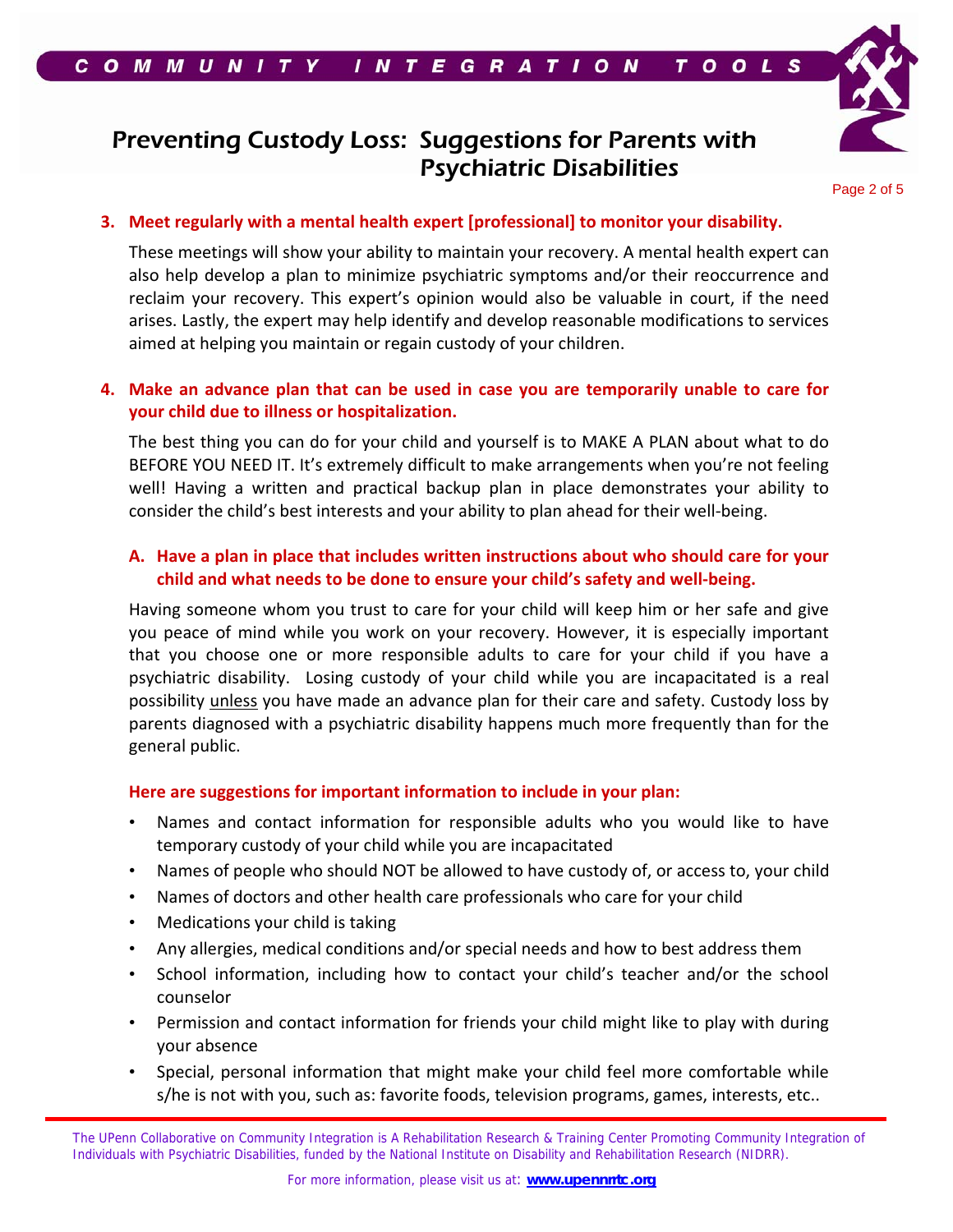**3. Meet regularly with a mental health expert [professional] to monitor your disability.**

These meetings will show your ability to maintain your recovery. A mental health expert can also help develop a plan to minimize psychiatric symptoms and/or their reoccurrence and reclaim your recovery. This expert's opinion would also be valuable in court, if the need arises. Lastly, the expert may help identify and develop reasonable modifications to services aimed at helping you maintain or regain custody of your children.

**4. Make an advance plan that can be used in case you are temporarily unable to care for your child due to illness or hospitalization.**

The best thing you can do for your child and yourself is to MAKE A PLAN about what to do BEFORE YOU NEED IT. It's extremely difficult to make arrangements when you're not feeling well! Having a written and practical backup plan in place demonstrates your ability to consider the child's best interests and your ability to plan ahead for their well-being.

**A. Have a plan in place that includes written instructions about who should care for your child and what needs to be done to ensure your child's safety and well-being.**

Having someone whom you trust to care for your child will keep him or her safe and give you peace of mind while you work on your recovery. However, it is especially important that you choose one or more responsible adults to care for your child if you have a psychiatric disability. Losing custody of your child while you are incapacitated is a real possibility unless you have made an advance plan for their care and safety. Custody loss by parents diagnosed with a psychiatric disability happens much more frequently than for the general public.

**Here are suggestions for important information to include in your plan:**

- Names and contact information for responsible adults who you would like to have temporary custody of your child while you are incapacitated
- Names of people who should NOT be allowed to have custody of, or access to, your child
- Names of doctors and other health care professionals who care for your child
- Medications your child is taking
- Any allergies, medical conditions and/or special needs and how to best address them
- School information, including how to contact your child's teacher and/or the school counselor
- Permission and contact information for friends your child might like to play with during your absence
- Special, personal information that might make your child feel more comfortable while s/he is not with you, such as: favorite foods, television programs, games, interests, etc..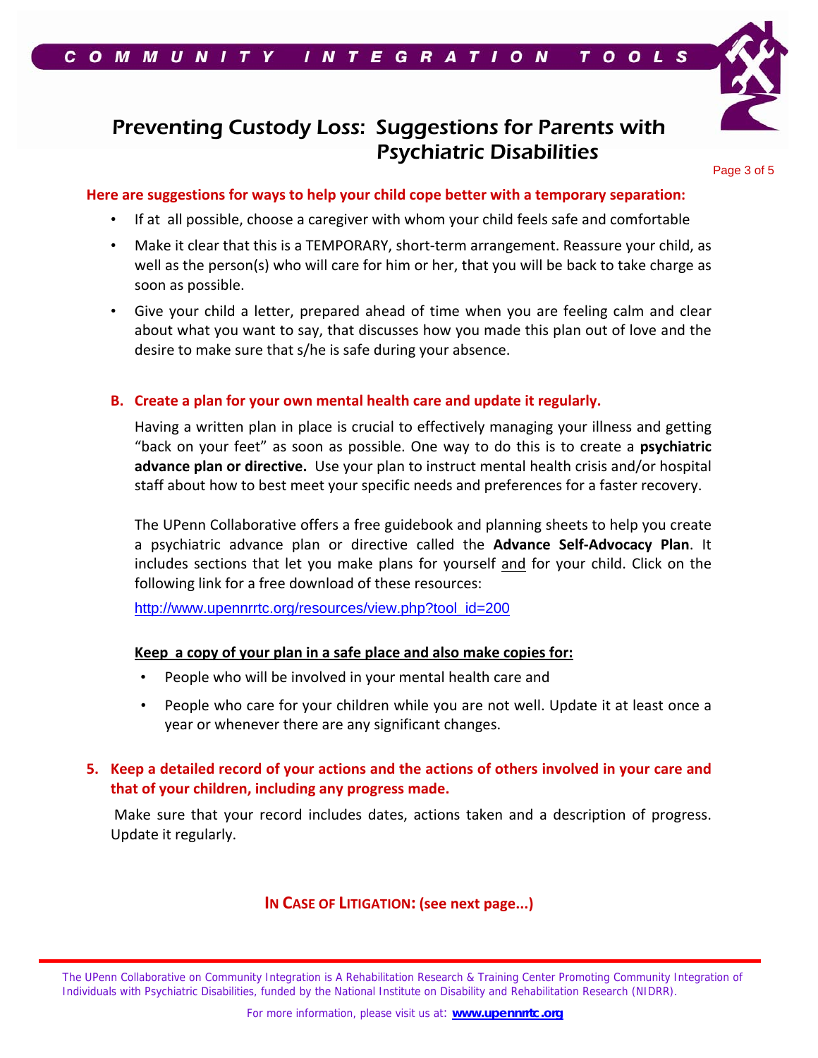**Here are suggestions for ways to help your child cope better with a temporary separation:**

- If at all possible, choose a caregiver with whom your child feels safe and comfortable
- Make it clear that this is a TEMPORARY, short-term arrangement. Reassure your child, as well as the person(s) who will care for him or her, that you will be back to take charge as soon as possible.
- Give your child a letter, prepared ahead of time when you are feeling calm and clear about what you want to say, that discusses how you made this plan out of love and the desire to make sure that s/he is safe during your absence.

**B. Create a plan for your own mental health care and update it regularly.**

Having a written plan in place is crucial to effectively managing your illness and getting "back on your feet" as soon as possible. One way to do this is to create a **psychiatric advance plan or directive.** Use your plan to instruct mental health crisis and/or hospital staff about how to best meet your specific needs and preferences for a faster recovery.

The UPenn Collaborative offers a free guidebook and planning sheets to help you create a psychiatric advance plan or directive called the **Advance Self-Advocacy Plan**. It includes sections that let you make plans for yourself and for your child. Click on the following link for a free download of these resources:

http://www.upennrrtc.org/resources/view.php?tool_id=200

**Keep a copy of your plan in a safe place and also make copies for:**

- People who will be involved in your mental health care and
- People who care for your children while you are not well. Update it at least once a year or whenever there are any significant changes.

**5. Keep a detailed record of your actions and the actions of others involved in your care and that of your children, including any progress made.**

Make sure that your record includes dates, actions taken and a description of progress. Update it regularly.

**IN CASE OF LITIGATION: (see next page...)**

The UPenn Collaborative on Community Integration is A Rehabilitation Research & Training Center Promoting Community Integration of Individuals with Psychiatric Disabilities, funded by the National Institute on Disability and Rehabilitation Research (NIDRR).

For more information, please visit us at: **www.upennrrtc.org**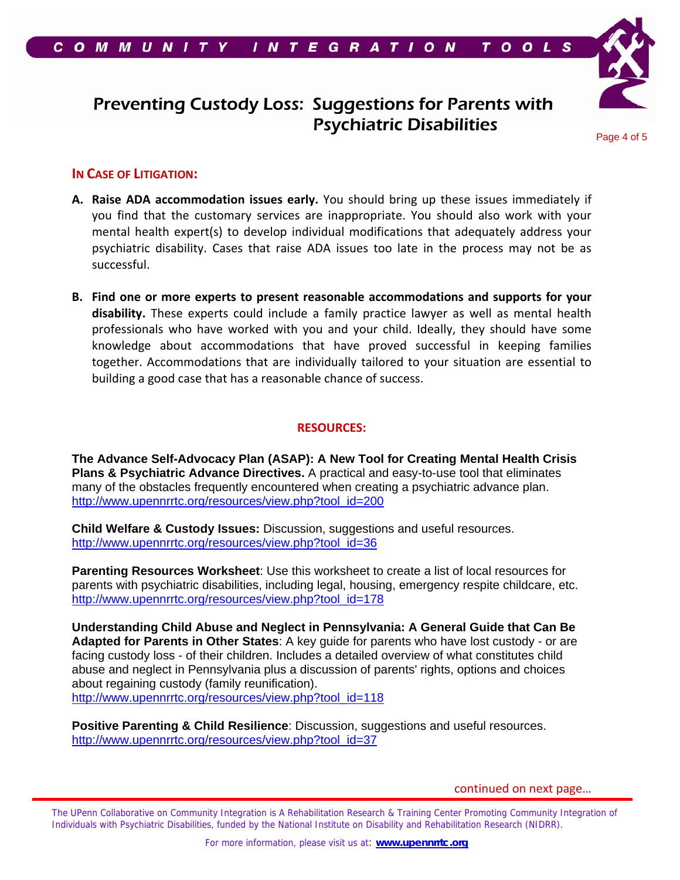## IN CASE OF LITIGATION:

**A. Raise ADA accommodation issues early.** You should bring up these issues immediately if you find that the customary services are inappropriate. You should also work with your mental health expert(s) to develop individual modifications that adequately address your psychiatric disability. Cases that raise ADA issues too late in the process may not be as successful.

**B. Find one or more experts to present reasonable accommodations and supports for your disability.** These experts could include a family practice lawyer as well as mental health professionals who have worked with you and your child. Ideally, they should have some knowledge about accommodations that have proved successful in keeping families together. Accommodations that are individually tailored to your situation are essential to building a good case that has a reasonable chance of success.

## RESOURCES:

**The Advance Self-Advocacy Plan (ASAP): A New Tool for Creating Mental Health Crisis Plans & Psychiatric Advance Directives.** A practical and easy-to-use tool that eliminates many of the obstacles frequently encountered when creating a psychiatric advance plan.
http://www.upennrrtc.org/resources/view.php?tool_id=200

**Child Welfare & Custody Issues:** Discussion, suggestions and useful resources.
http://www.upennrrtc.org/resources/view.php?tool_id=36

**Parenting Resources Worksheet**: Use this worksheet to create a list of local resources for parents with psychiatric disabilities, including legal, housing, emergency respite childcare, etc.
http://www.upennrrtc.org/resources/view.php?tool_id=178

**Understanding Child Abuse and Neglect in Pennsylvania: A General Guide that Can Be Adapted for Parents in Other States**: A key guide for parents who have lost custody - or are facing custody loss - of their children. Includes a detailed overview of what constitutes child abuse and neglect in Pennsylvania plus a discussion of parents' rights, options and choices about regaining custody (family reunification).
http://www.upennrrtc.org/resources/view.php?tool_id=118

**Positive Parenting & Child Resilience**: Discussion, suggestions and useful resources.
http://www.upennrrtc.org/resources/view.php?tool_id=37

continued on next page…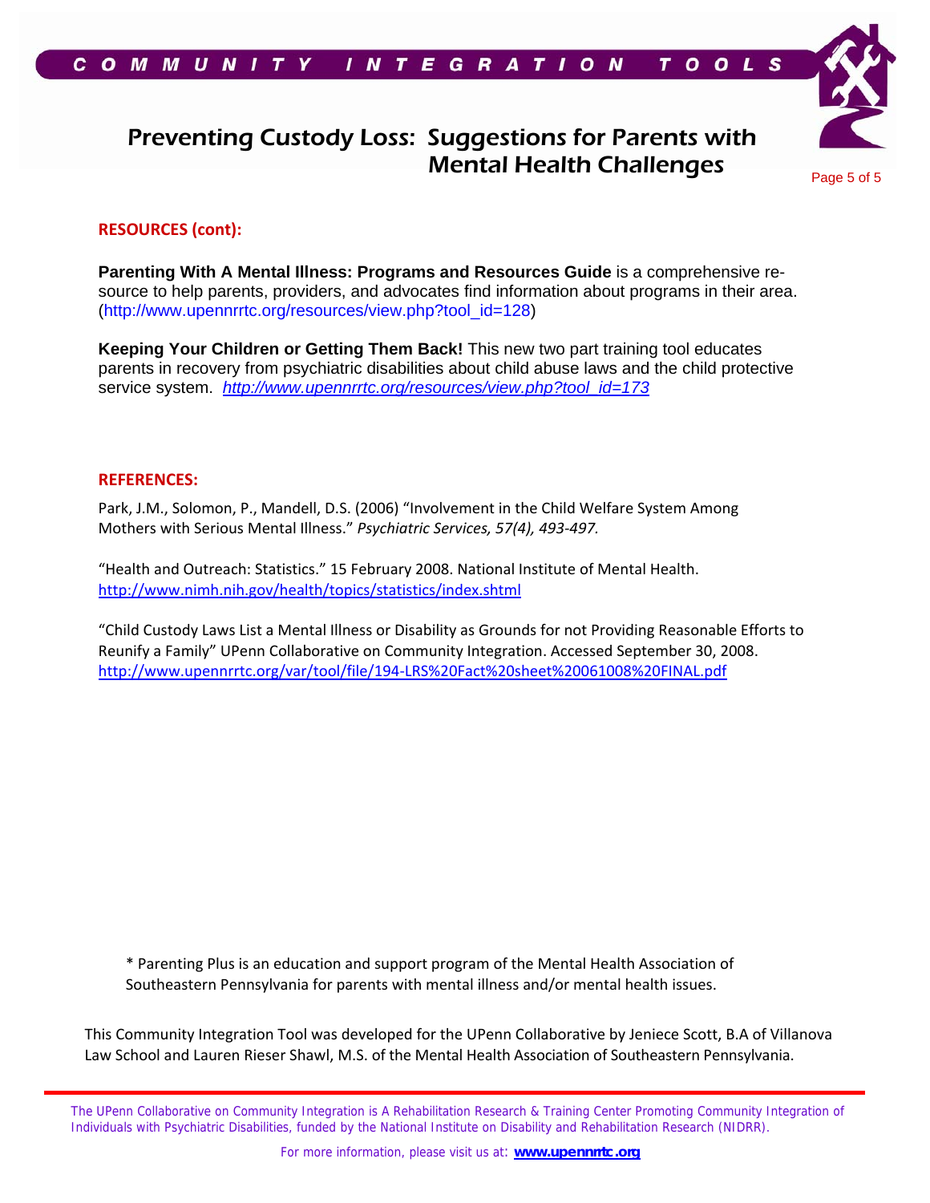## RESOURCES (cont):

**Parenting With A Mental Illness: Programs and Resources Guide** is a comprehensive resource to help parents, providers, and advocates find information about programs in their area. (http://www.upennrrtc.org/resources/view.php?tool_id=128)

**Keeping Your Children or Getting Them Back!** This new two part training tool educates parents in recovery from psychiatric disabilities about child abuse laws and the child protective service system. *http://www.upennrrtc.org/resources/view.php?tool_id=173*

## REFERENCES:

Park, J.M., Solomon, P., Mandell, D.S. (2006) "Involvement in the Child Welfare System Among Mothers with Serious Mental Illness." *Psychiatric Services, 57(4), 493-497.*

"Health and Outreach: Statistics." 15 February 2008. National Institute of Mental Health. http://www.nimh.nih.gov/health/topics/statistics/index.shtml

"Child Custody Laws List a Mental Illness or Disability as Grounds for not Providing Reasonable Efforts to Reunify a Family" UPenn Collaborative on Community Integration. Accessed September 30, 2008. http://www.upennrrtc.org/var/tool/file/194-LRS%20Fact%20sheet%20061008%20FINAL.pdf

\* Parenting Plus is an education and support program of the Mental Health Association of Southeastern Pennsylvania for parents with mental illness and/or mental health issues.

This Community Integration Tool was developed for the UPenn Collaborative by Jeniece Scott, B.A of Villanova Law School and Lauren Rieser Shawl, M.S. of the Mental Health Association of Southeastern Pennsylvania.

The UPenn Collaborative on Community Integration is A Rehabilitation Research & Training Center Promoting Community Integration of Individuals with Psychiatric Disabilities, funded by the National Institute on Disability and Rehabilitation Research (NIDRR).

For more information, please visit us at: **www.upennrrtc.org**